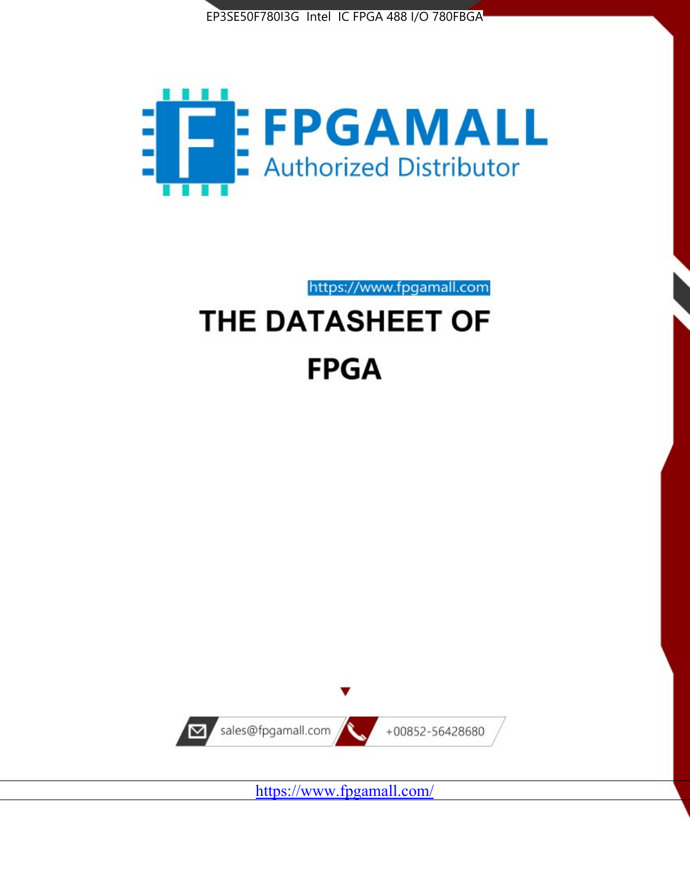EP3SE50F780I3G Intel IC FPGA 488 I/O 780FBGA

FPGAMALL

Authorized Distributor

https://www.fpgamall.com

# THE DATASHEET OF FPGA

sales@fpgamall.com

+00852-56428680

https://www.fpgamall.com/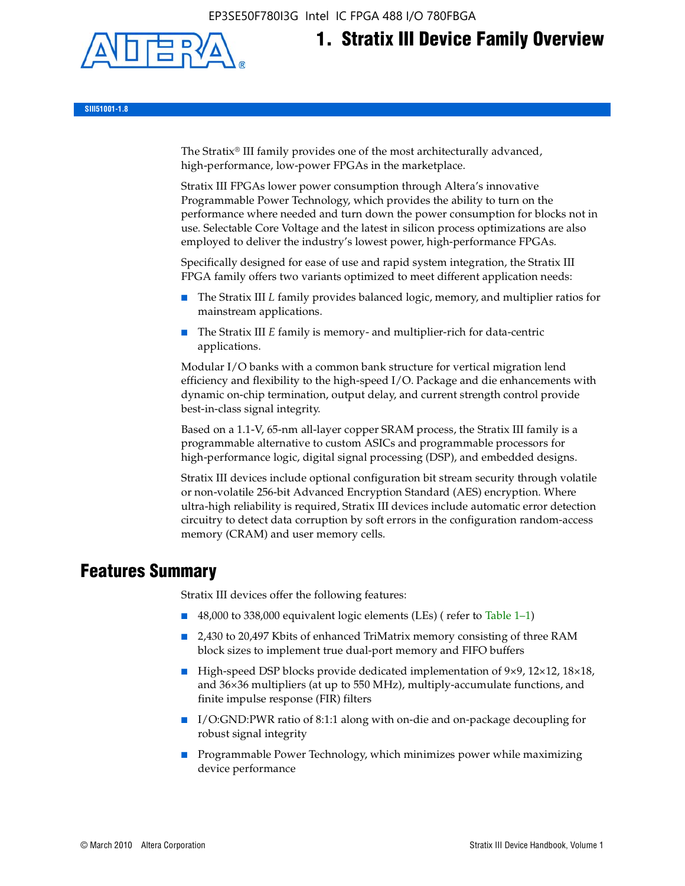# 1. Stratix III Device Family Overview

SIII51001-1.8

The Stratix® III family provides one of the most architecturally advanced, high-performance, low-power FPGAs in the marketplace.

Stratix III FPGAs lower power consumption through Altera's innovative Programmable Power Technology, which provides the ability to turn on the performance where needed and turn down the power consumption for blocks not in use. Selectable Core Voltage and the latest in silicon process optimizations are also employed to deliver the industry's lowest power, high-performance FPGAs.

Specifically designed for ease of use and rapid system integration, the Stratix III FPGA family offers two variants optimized to meet different application needs:

- The Stratix III *L* family provides balanced logic, memory, and multiplier ratios for mainstream applications.
- The Stratix III *E* family is memory- and multiplier-rich for data-centric applications.

Modular I/O banks with a common bank structure for vertical migration lend efficiency and flexibility to the high-speed I/O. Package and die enhancements with dynamic on-chip termination, output delay, and current strength control provide best-in-class signal integrity.

Based on a 1.1-V, 65-nm all-layer copper SRAM process, the Stratix III family is a programmable alternative to custom ASICs and programmable processors for high-performance logic, digital signal processing (DSP), and embedded designs.

Stratix III devices include optional configuration bit stream security through volatile or non-volatile 256-bit Advanced Encryption Standard (AES) encryption. Where ultra-high reliability is required, Stratix III devices include automatic error detection circuitry to detect data corruption by soft errors in the configuration random-access memory (CRAM) and user memory cells.

## Features Summary

Stratix III devices offer the following features:

- 48,000 to 338,000 equivalent logic elements (LEs) ( refer to Table 1–1)
- 2,430 to 20,497 Kbits of enhanced TriMatrix memory consisting of three RAM block sizes to implement true dual-port memory and FIFO buffers
- High-speed DSP blocks provide dedicated implementation of 9×9, 12×12, 18×18, and 36×36 multipliers (at up to 550 MHz), multiply-accumulate functions, and finite impulse response (FIR) filters
- I/O:GND:PWR ratio of 8:1:1 along with on-die and on-package decoupling for robust signal integrity
- Programmable Power Technology, which minimizes power while maximizing device performance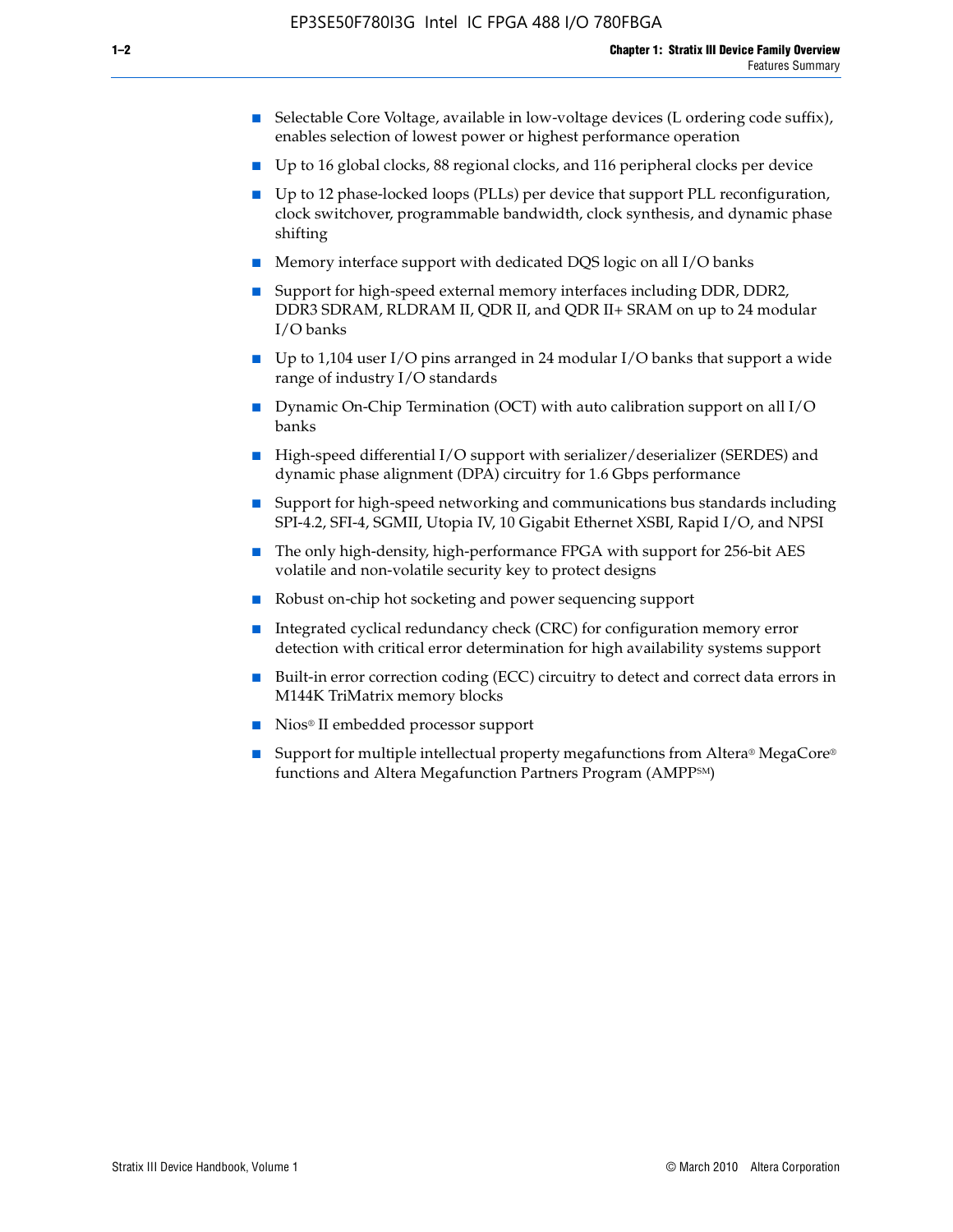- Selectable Core Voltage, available in low-voltage devices (L ordering code suffix), enables selection of lowest power or highest performance operation
- Up to 16 global clocks, 88 regional clocks, and 116 peripheral clocks per device
- Up to 12 phase-locked loops (PLLs) per device that support PLL reconfiguration, clock switchover, programmable bandwidth, clock synthesis, and dynamic phase shifting
- Memory interface support with dedicated DQS logic on all I/O banks
- Support for high-speed external memory interfaces including DDR, DDR2, DDR3 SDRAM, RLDRAM II, QDR II, and QDR II+ SRAM on up to 24 modular I/O banks
- Up to 1,104 user I/O pins arranged in 24 modular I/O banks that support a wide range of industry I/O standards
- Dynamic On-Chip Termination (OCT) with auto calibration support on all I/O banks
- High-speed differential I/O support with serializer/deserializer (SERDES) and dynamic phase alignment (DPA) circuitry for 1.6 Gbps performance
- Support for high-speed networking and communications bus standards including SPI-4.2, SFI-4, SGMII, Utopia IV, 10 Gigabit Ethernet XSBI, Rapid I/O, and NPSI
- The only high-density, high-performance FPGA with support for 256-bit AES volatile and non-volatile security key to protect designs
- Robust on-chip hot socketing and power sequencing support
- Integrated cyclical redundancy check (CRC) for configuration memory error detection with critical error determination for high availability systems support
- Built-in error correction coding (ECC) circuitry to detect and correct data errors in M144K TriMatrix memory blocks
- Nios® II embedded processor support
- Support for multiple intellectual property megafunctions from Altera® MegaCore® functions and Altera Megafunction Partners Program (AMPP℠)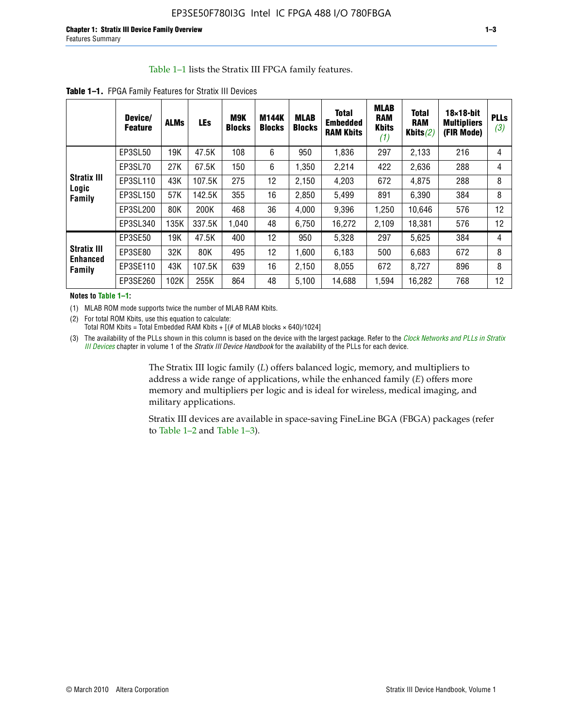Table 1–1 lists the Stratix III FPGA family features.

**Table 1–1.** FPGA Family Features for Stratix III Devices

| | Device/ Feature | ALMs | LEs | M9K Blocks | M144K Blocks | MLAB Blocks | Total Embedded RAM Kbits | MLAB RAM Kbits *(1)* | Total RAM Kbits *(2)* | 18×18-bit Multipliers (FIR Mode) | PLLs *(3)* |
|---|---|---|---|---|---|---|---|---|---|---|---|
| **Stratix III Logic Family** | EP3SL50 | 19K | 47.5K | 108 | 6 | 950 | 1,836 | 297 | 2,133 | 216 | 4 |
| | EP3SL70 | 27K | 67.5K | 150 | 6 | 1,350 | 2,214 | 422 | 2,636 | 288 | 4 |
| | EP3SL110 | 43K | 107.5K | 275 | 12 | 2,150 | 4,203 | 672 | 4,875 | 288 | 8 |
| | EP3SL150 | 57K | 142.5K | 355 | 16 | 2,850 | 5,499 | 891 | 6,390 | 384 | 8 |
| | EP3SL200 | 80K | 200K | 468 | 36 | 4,000 | 9,396 | 1,250 | 10,646 | 576 | 12 |
| | EP3SL340 | 135K | 337.5K | 1,040 | 48 | 6,750 | 16,272 | 2,109 | 18,381 | 576 | 12 |
| **Stratix III Enhanced Family** | EP3SE50 | 19K | 47.5K | 400 | 12 | 950 | 5,328 | 297 | 5,625 | 384 | 4 |
| | EP3SE80 | 32K | 80K | 495 | 12 | 1,600 | 6,183 | 500 | 6,683 | 672 | 8 |
| | EP3SE110 | 43K | 107.5K | 639 | 16 | 2,150 | 8,055 | 672 | 8,727 | 896 | 8 |
| | EP3SE260 | 102K | 255K | 864 | 48 | 5,100 | 14,688 | 1,594 | 16,282 | 768 | 12 |

**Notes to Table 1–1:**

(1) MLAB ROM mode supports twice the number of MLAB RAM Kbits.

(2) For total ROM Kbits, use this equation to calculate:
Total ROM Kbits = Total Embedded RAM Kbits + [(# of MLAB blocks × 640)/1024]

(3) The availability of the PLLs shown in this column is based on the device with the largest package. Refer to the *Clock Networks and PLLs in Stratix III Devices* chapter in volume 1 of the *Stratix III Device Handbook* for the availability of the PLLs for each device.

The Stratix III logic family (*L*) offers balanced logic, memory, and multipliers to address a wide range of applications, while the enhanced family (*E*) offers more memory and multipliers per logic and is ideal for wireless, medical imaging, and military applications.

Stratix III devices are available in space-saving FineLine BGA (FBGA) packages (refer to Table 1–2 and Table 1–3).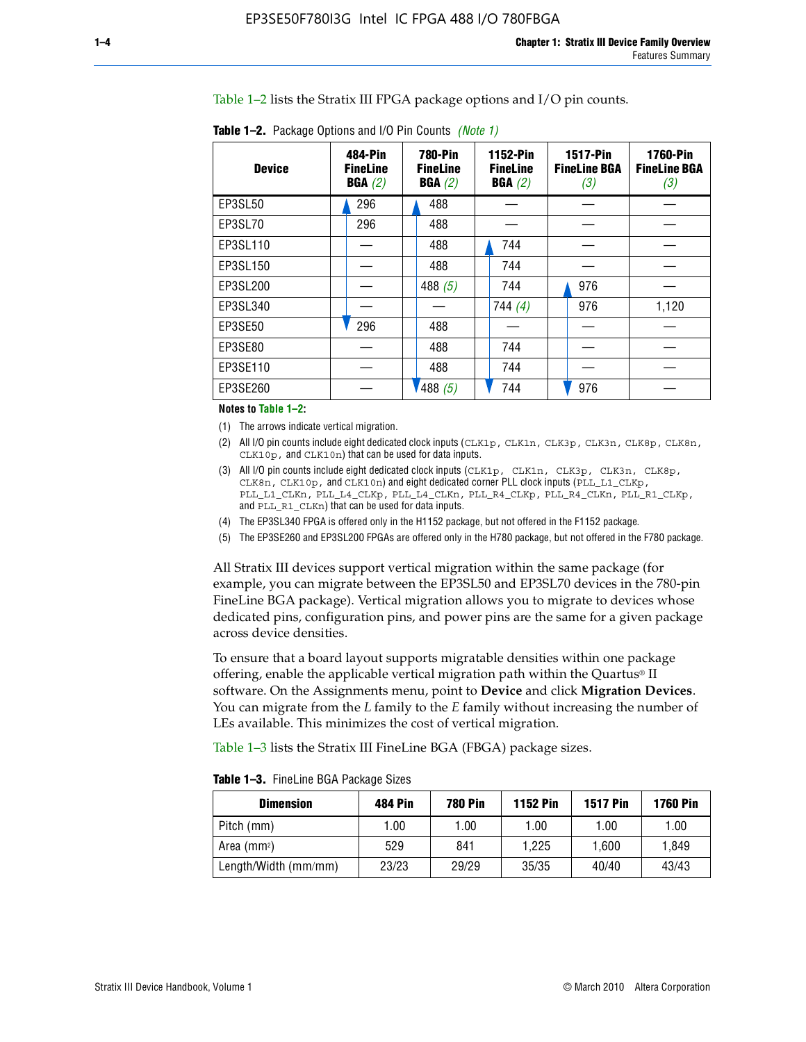Table 1–2 lists the Stratix III FPGA package options and I/O pin counts.

**Table 1–2.** Package Options and I/O Pin Counts *(Note 1)*

| Device | 484-Pin FineLine BGA *(2)* | 780-Pin FineLine BGA *(2)* | 1152-Pin FineLine BGA *(2)* | 1517-Pin FineLine BGA *(3)* | 1760-Pin FineLine BGA *(3)* |
|---|---|---|---|---|---|
| EP3SL50 | 296 | 488 | — | — | — |
| EP3SL70 | 296 | 488 | — | — | — |
| EP3SL110 | — | 488 | 744 | — | — |
| EP3SL150 | — | 488 | 744 | — | — |
| EP3SL200 | — | 488 *(5)* | 744 | 976 | — |
| EP3SL340 | — | — | 744 *(4)* | 976 | 1,120 |
| EP3SE50 | 296 | 488 | — | — | — |
| EP3SE80 | — | 488 | 744 | — | — |
| EP3SE110 | — | 488 | 744 | — | — |
| EP3SE260 | — | 488 *(5)* | 744 | 976 | — |

**Notes to Table 1–2:**

(1) The arrows indicate vertical migration.

(2) All I/O pin counts include eight dedicated clock inputs (CLK1p, CLK1n, CLK3p, CLK3n, CLK8p, CLK8n, CLK10p, and CLK10n) that can be used for data inputs.

(3) All I/O pin counts include eight dedicated clock inputs (CLK1p, CLK1n, CLK3p, CLK3n, CLK8p, CLK8n, CLK10p, and CLK10n) and eight dedicated corner PLL clock inputs (PLL_L1_CLKp, PLL_L1_CLKn, PLL_L4_CLKp, PLL_L4_CLKn, PLL_R4_CLKp, PLL_R4_CLKn, PLL_R1_CLKp, and PLL_R1_CLKn) that can be used for data inputs.

(4) The EP3SL340 FPGA is offered only in the H1152 package, but not offered in the F1152 package.

(5) The EP3SE260 and EP3SL200 FPGAs are offered only in the H780 package, but not offered in the F780 package.

All Stratix III devices support vertical migration within the same package (for example, you can migrate between the EP3SL50 and EP3SL70 devices in the 780-pin FineLine BGA package). Vertical migration allows you to migrate to devices whose dedicated pins, configuration pins, and power pins are the same for a given package across device densities.

To ensure that a board layout supports migratable densities within one package offering, enable the applicable vertical migration path within the Quartus® II software. On the Assignments menu, point to **Device** and click **Migration Devices**. You can migrate from the *L* family to the *E* family without increasing the number of LEs available. This minimizes the cost of vertical migration.

Table 1–3 lists the Stratix III FineLine BGA (FBGA) package sizes.

**Table 1–3.** FineLine BGA Package Sizes

| Dimension | 484 Pin | 780 Pin | 1152 Pin | 1517 Pin | 1760 Pin |
|---|---|---|---|---|---|
| Pitch (mm) | 1.00 | 1.00 | 1.00 | 1.00 | 1.00 |
| Area ($mm^2$) | 529 | 841 | 1,225 | 1,600 | 1,849 |
| Length/Width (mm/mm) | 23/23 | 29/29 | 35/35 | 40/40 | 43/43 |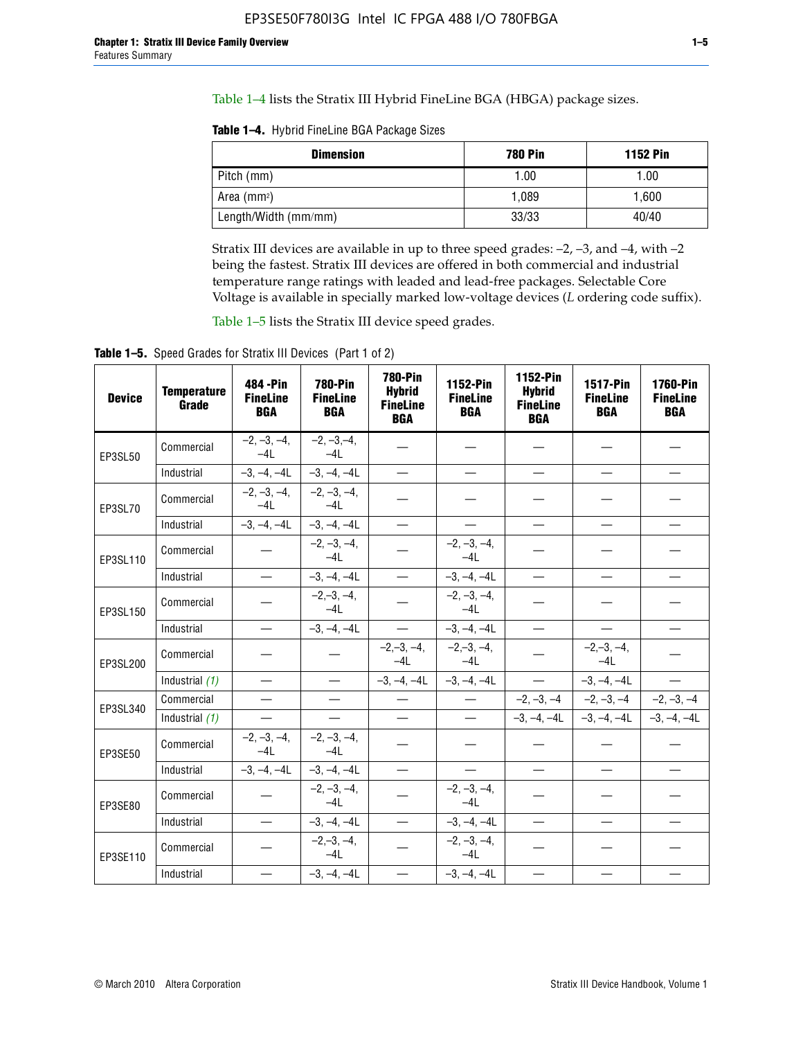Table 1–4 lists the Stratix III Hybrid FineLine BGA (HBGA) package sizes.

**Table 1–4.** Hybrid FineLine BGA Package Sizes

| Dimension | 780 Pin | 1152 Pin |
|---|---|---|
| Pitch (mm) | 1.00 | 1.00 |
| Area (mm²) | 1,089 | 1,600 |
| Length/Width (mm/mm) | 33/33 | 40/40 |

Stratix III devices are available in up to three speed grades: –2, –3, and –4, with –2 being the fastest. Stratix III devices are offered in both commercial and industrial temperature range ratings with leaded and lead-free packages. Selectable Core Voltage is available in specially marked low-voltage devices (*L* ordering code suffix).

Table 1–5 lists the Stratix III device speed grades.

**Table 1–5.** Speed Grades for Stratix III Devices (Part 1 of 2)

| Device | Temperature Grade | 484 -Pin FineLine BGA | 780-Pin FineLine BGA | 780-Pin Hybrid FineLine BGA | 1152-Pin FineLine BGA | 1152-Pin Hybrid FineLine BGA | 1517-Pin FineLine BGA | 1760-Pin FineLine BGA |
|---|---|---|---|---|---|---|---|---|
| EP3SL50 | Commercial | –2, –3, –4, –4L | –2, –3,–4, –4L | — | — | — | — | — |
| | Industrial | –3, –4, –4L | –3, –4, –4L | — | — | — | — | — |
| EP3SL70 | Commercial | –2, –3, –4, –4L | –2, –3, –4, –4L | — | — | — | — | — |
| | Industrial | –3, –4, –4L | –3, –4, –4L | — | — | — | — | — |
| EP3SL110 | Commercial | — | –2, –3, –4, –4L | — | –2, –3, –4, –4L | — | — | — |
| | Industrial | — | –3, –4, –4L | — | –3, –4, –4L | — | — | — |
| EP3SL150 | Commercial | — | –2,–3, –4, –4L | — | –2, –3, –4, –4L | — | — | — |
| | Industrial | — | –3, –4, –4L | — | –3, –4, –4L | — | — | — |
| EP3SL200 | Commercial | — | — | –2,–3, –4, –4L | –2,–3, –4, –4L | — | –2,–3, –4, –4L | — |
| | Industrial *(1)* | — | — | –3, –4, –4L | –3, –4, –4L | — | –3, –4, –4L | — |
| EP3SL340 | Commercial | — | — | — | — | –2, –3, –4 | –2, –3, –4 | –2, –3, –4 |
| | Industrial *(1)* | — | — | — | — | –3, –4, –4L | –3, –4, –4L | –3, –4, –4L |
| EP3SE50 | Commercial | –2, –3, –4, –4L | –2, –3, –4, –4L | — | — | — | — | — |
| | Industrial | –3, –4, –4L | –3, –4, –4L | — | — | — | — | — |
| EP3SE80 | Commercial | — | –2, –3, –4, –4L | — | –2, –3, –4, –4L | — | — | — |
| | Industrial | — | –3, –4, –4L | — | –3, –4, –4L | — | — | — |
| EP3SE110 | Commercial | — | –2,–3, –4, –4L | — | –2, –3, –4, –4L | — | — | — |
| | Industrial | — | –3, –4, –4L | — | –3, –4, –4L | — | — | — |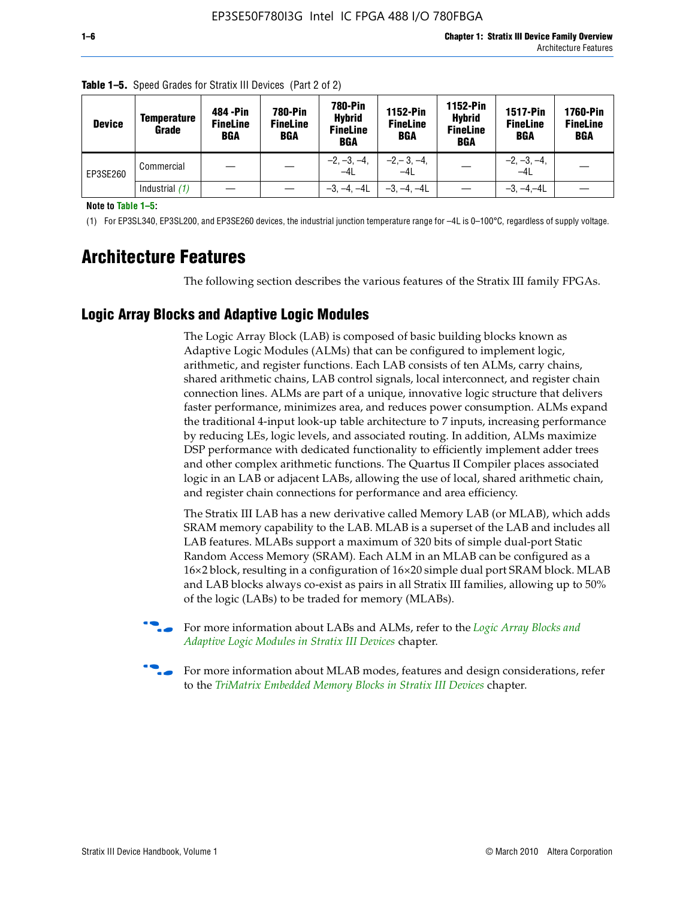**Table 1–5.** Speed Grades for Stratix III Devices (Part 2 of 2)

| Device | Temperature Grade | 484 -Pin FineLine BGA | 780-Pin FineLine BGA | 780-Pin Hybrid FineLine BGA | 1152-Pin FineLine BGA | 1152-Pin Hybrid FineLine BGA | 1517-Pin FineLine BGA | 1760-Pin FineLine BGA |
|---|---|---|---|---|---|---|---|---|
| EP3SE260 | Commercial | — | — | –2, –3, –4, –4L | –2,– 3, –4, –4L | — | –2, –3, –4, –4L | — |
| | Industrial *(1)* | — | — | –3, –4, –4L | –3, –4, –4L | — | –3, –4,–4L | — |

**Note to Table 1–5:**

(1) For EP3SL340, EP3SL200, and EP3SE260 devices, the industrial junction temperature range for –4L is 0–100°C, regardless of supply voltage.

# Architecture Features

The following section describes the various features of the Stratix III family FPGAs.

## Logic Array Blocks and Adaptive Logic Modules

The Logic Array Block (LAB) is composed of basic building blocks known as Adaptive Logic Modules (ALMs) that can be configured to implement logic, arithmetic, and register functions. Each LAB consists of ten ALMs, carry chains, shared arithmetic chains, LAB control signals, local interconnect, and register chain connection lines. ALMs are part of a unique, innovative logic structure that delivers faster performance, minimizes area, and reduces power consumption. ALMs expand the traditional 4-input look-up table architecture to 7 inputs, increasing performance by reducing LEs, logic levels, and associated routing. In addition, ALMs maximize DSP performance with dedicated functionality to efficiently implement adder trees and other complex arithmetic functions. The Quartus II Compiler places associated logic in an LAB or adjacent LABs, allowing the use of local, shared arithmetic chain, and register chain connections for performance and area efficiency.

The Stratix III LAB has a new derivative called Memory LAB (or MLAB), which adds SRAM memory capability to the LAB. MLAB is a superset of the LAB and includes all LAB features. MLABs support a maximum of 320 bits of simple dual-port Static Random Access Memory (SRAM). Each ALM in an MLAB can be configured as a 16×2 block, resulting in a configuration of 16×20 simple dual port SRAM block. MLAB and LAB blocks always co-exist as pairs in all Stratix III families, allowing up to 50% of the logic (LABs) to be traded for memory (MLABs).

For more information about LABs and ALMs, refer to the *Logic Array Blocks and Adaptive Logic Modules in Stratix III Devices* chapter.

For more information about MLAB modes, features and design considerations, refer to the *TriMatrix Embedded Memory Blocks in Stratix III Devices* chapter.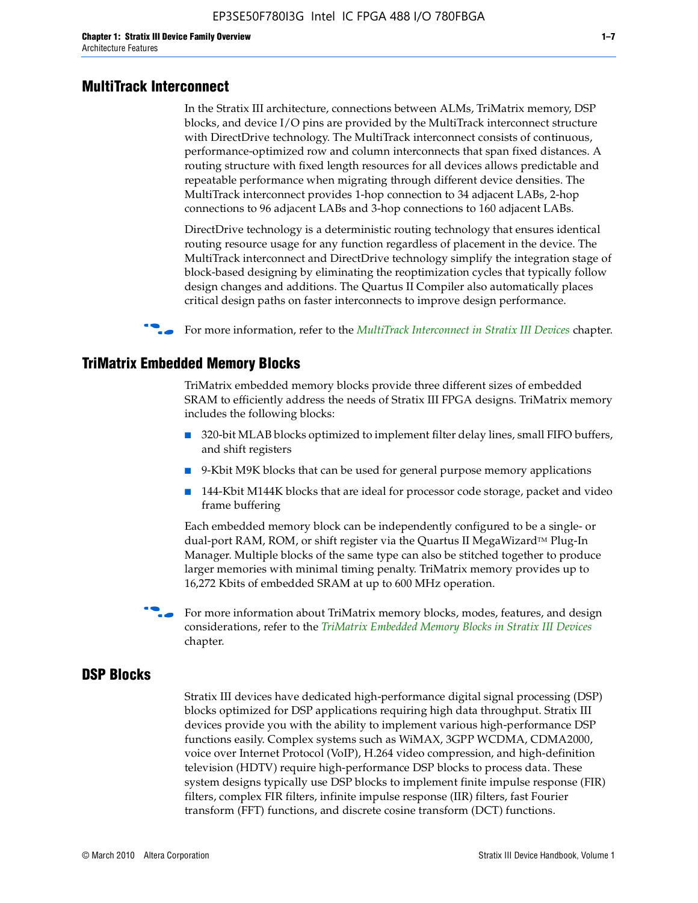## MultiTrack Interconnect

In the Stratix III architecture, connections between ALMs, TriMatrix memory, DSP blocks, and device I/O pins are provided by the MultiTrack interconnect structure with DirectDrive technology. The MultiTrack interconnect consists of continuous, performance-optimized row and column interconnects that span fixed distances. A routing structure with fixed length resources for all devices allows predictable and repeatable performance when migrating through different device densities. The MultiTrack interconnect provides 1-hop connection to 34 adjacent LABs, 2-hop connections to 96 adjacent LABs and 3-hop connections to 160 adjacent LABs.

DirectDrive technology is a deterministic routing technology that ensures identical routing resource usage for any function regardless of placement in the device. The MultiTrack interconnect and DirectDrive technology simplify the integration stage of block-based designing by eliminating the reoptimization cycles that typically follow design changes and additions. The Quartus II Compiler also automatically places critical design paths on faster interconnects to improve design performance.

For more information, refer to the *MultiTrack Interconnect in Stratix III Devices* chapter.

## TriMatrix Embedded Memory Blocks

TriMatrix embedded memory blocks provide three different sizes of embedded SRAM to efficiently address the needs of Stratix III FPGA designs. TriMatrix memory includes the following blocks:

- 320-bit MLAB blocks optimized to implement filter delay lines, small FIFO buffers, and shift registers
- 9-Kbit M9K blocks that can be used for general purpose memory applications
- 144-Kbit M144K blocks that are ideal for processor code storage, packet and video frame buffering

Each embedded memory block can be independently configured to be a single- or dual-port RAM, ROM, or shift register via the Quartus II MegaWizard™ Plug-In Manager. Multiple blocks of the same type can also be stitched together to produce larger memories with minimal timing penalty. TriMatrix memory provides up to 16,272 Kbits of embedded SRAM at up to 600 MHz operation.

For more information about TriMatrix memory blocks, modes, features, and design considerations, refer to the *TriMatrix Embedded Memory Blocks in Stratix III Devices* chapter.

## DSP Blocks

Stratix III devices have dedicated high-performance digital signal processing (DSP) blocks optimized for DSP applications requiring high data throughput. Stratix III devices provide you with the ability to implement various high-performance DSP functions easily. Complex systems such as WiMAX, 3GPP WCDMA, CDMA2000, voice over Internet Protocol (VoIP), H.264 video compression, and high-definition television (HDTV) require high-performance DSP blocks to process data. These system designs typically use DSP blocks to implement finite impulse response (FIR) filters, complex FIR filters, infinite impulse response (IIR) filters, fast Fourier transform (FFT) functions, and discrete cosine transform (DCT) functions.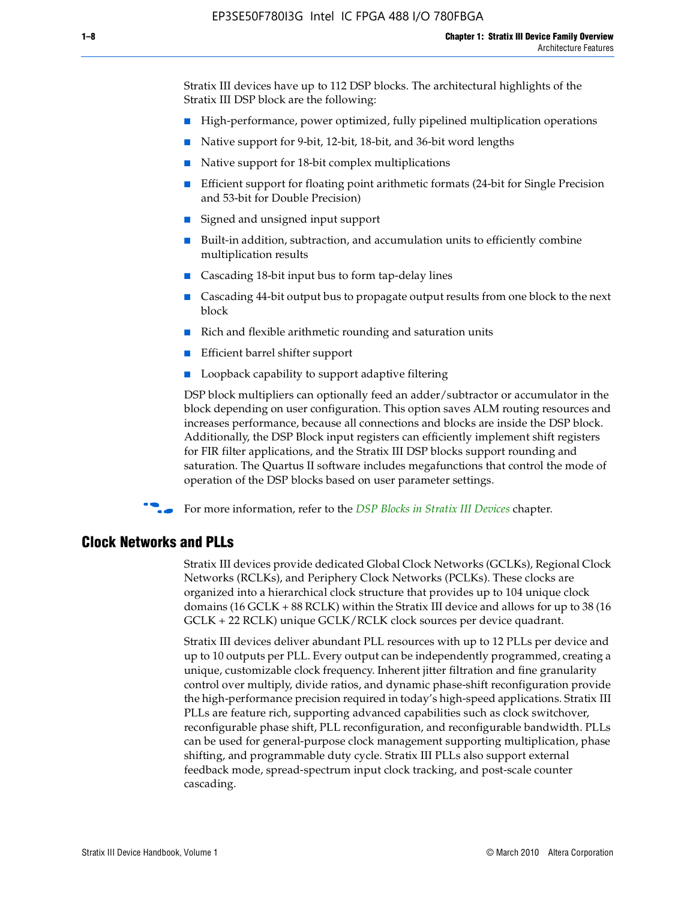Stratix III devices have up to 112 DSP blocks. The architectural highlights of the Stratix III DSP block are the following:

- High-performance, power optimized, fully pipelined multiplication operations
- Native support for 9-bit, 12-bit, 18-bit, and 36-bit word lengths
- Native support for 18-bit complex multiplications
- Efficient support for floating point arithmetic formats (24-bit for Single Precision and 53-bit for Double Precision)
- Signed and unsigned input support
- Built-in addition, subtraction, and accumulation units to efficiently combine multiplication results
- Cascading 18-bit input bus to form tap-delay lines
- Cascading 44-bit output bus to propagate output results from one block to the next block
- Rich and flexible arithmetic rounding and saturation units
- Efficient barrel shifter support
- Loopback capability to support adaptive filtering

DSP block multipliers can optionally feed an adder/subtractor or accumulator in the block depending on user configuration. This option saves ALM routing resources and increases performance, because all connections and blocks are inside the DSP block. Additionally, the DSP Block input registers can efficiently implement shift registers for FIR filter applications, and the Stratix III DSP blocks support rounding and saturation. The Quartus II software includes megafunctions that control the mode of operation of the DSP blocks based on user parameter settings.

For more information, refer to the *DSP Blocks in Stratix III Devices* chapter.

## Clock Networks and PLLs

Stratix III devices provide dedicated Global Clock Networks (GCLKs), Regional Clock Networks (RCLKs), and Periphery Clock Networks (PCLKs). These clocks are organized into a hierarchical clock structure that provides up to 104 unique clock domains (16 GCLK + 88 RCLK) within the Stratix III device and allows for up to 38 (16 GCLK + 22 RCLK) unique GCLK/RCLK clock sources per device quadrant.

Stratix III devices deliver abundant PLL resources with up to 12 PLLs per device and up to 10 outputs per PLL. Every output can be independently programmed, creating a unique, customizable clock frequency. Inherent jitter filtration and fine granularity control over multiply, divide ratios, and dynamic phase-shift reconfiguration provide the high-performance precision required in today's high-speed applications. Stratix III PLLs are feature rich, supporting advanced capabilities such as clock switchover, reconfigurable phase shift, PLL reconfiguration, and reconfigurable bandwidth. PLLs can be used for general-purpose clock management supporting multiplication, phase shifting, and programmable duty cycle. Stratix III PLLs also support external feedback mode, spread-spectrum input clock tracking, and post-scale counter cascading.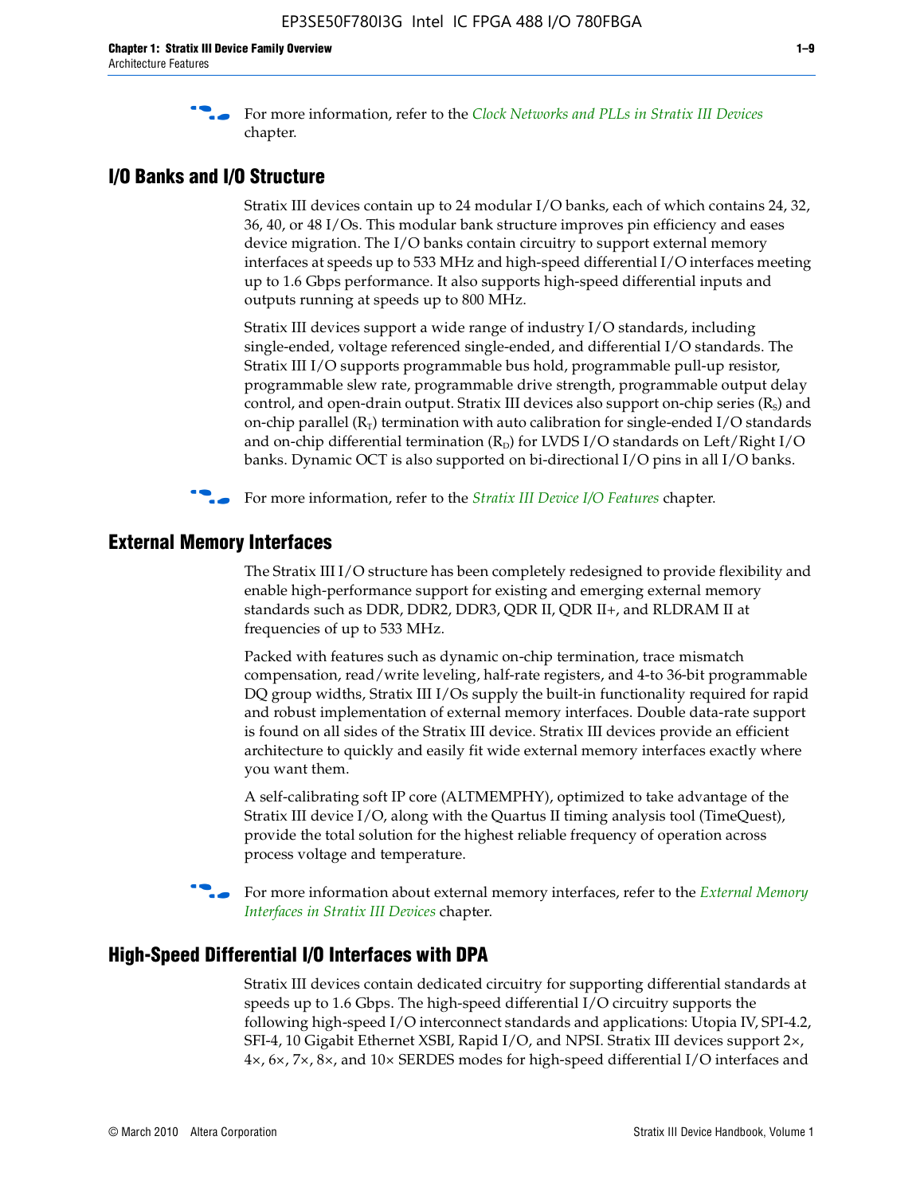For more information, refer to the *Clock Networks and PLLs in Stratix III Devices* chapter.

## I/O Banks and I/O Structure

Stratix III devices contain up to 24 modular I/O banks, each of which contains 24, 32, 36, 40, or 48 I/Os. This modular bank structure improves pin efficiency and eases device migration. The I/O banks contain circuitry to support external memory interfaces at speeds up to 533 MHz and high-speed differential I/O interfaces meeting up to 1.6 Gbps performance. It also supports high-speed differential inputs and outputs running at speeds up to 800 MHz.

Stratix III devices support a wide range of industry I/O standards, including single-ended, voltage referenced single-ended, and differential I/O standards. The Stratix III I/O supports programmable bus hold, programmable pull-up resistor, programmable slew rate, programmable drive strength, programmable output delay control, and open-drain output. Stratix III devices also support on-chip series ($R_S$) and on-chip parallel ($R_T$) termination with auto calibration for single-ended I/O standards and on-chip differential termination ($R_D$) for LVDS I/O standards on Left/Right I/O banks. Dynamic OCT is also supported on bi-directional I/O pins in all I/O banks.

For more information, refer to the *Stratix III Device I/O Features* chapter.

## External Memory Interfaces

The Stratix III I/O structure has been completely redesigned to provide flexibility and enable high-performance support for existing and emerging external memory standards such as DDR, DDR2, DDR3, QDR II, QDR II+, and RLDRAM II at frequencies of up to 533 MHz.

Packed with features such as dynamic on-chip termination, trace mismatch compensation, read/write leveling, half-rate registers, and 4-to 36-bit programmable DQ group widths, Stratix III I/Os supply the built-in functionality required for rapid and robust implementation of external memory interfaces. Double data-rate support is found on all sides of the Stratix III device. Stratix III devices provide an efficient architecture to quickly and easily fit wide external memory interfaces exactly where you want them.

A self-calibrating soft IP core (ALTMEMPHY), optimized to take advantage of the Stratix III device I/O, along with the Quartus II timing analysis tool (TimeQuest), provide the total solution for the highest reliable frequency of operation across process voltage and temperature.

For more information about external memory interfaces, refer to the *External Memory Interfaces in Stratix III Devices* chapter.

## High-Speed Differential I/O Interfaces with DPA

Stratix III devices contain dedicated circuitry for supporting differential standards at speeds up to 1.6 Gbps. The high-speed differential I/O circuitry supports the following high-speed I/O interconnect standards and applications: Utopia IV, SPI-4.2, SFI-4, 10 Gigabit Ethernet XSBI, Rapid I/O, and NPSI. Stratix III devices support 2×, 4×, 6×, 7×, 8×, and 10× SERDES modes for high-speed differential I/O interfaces and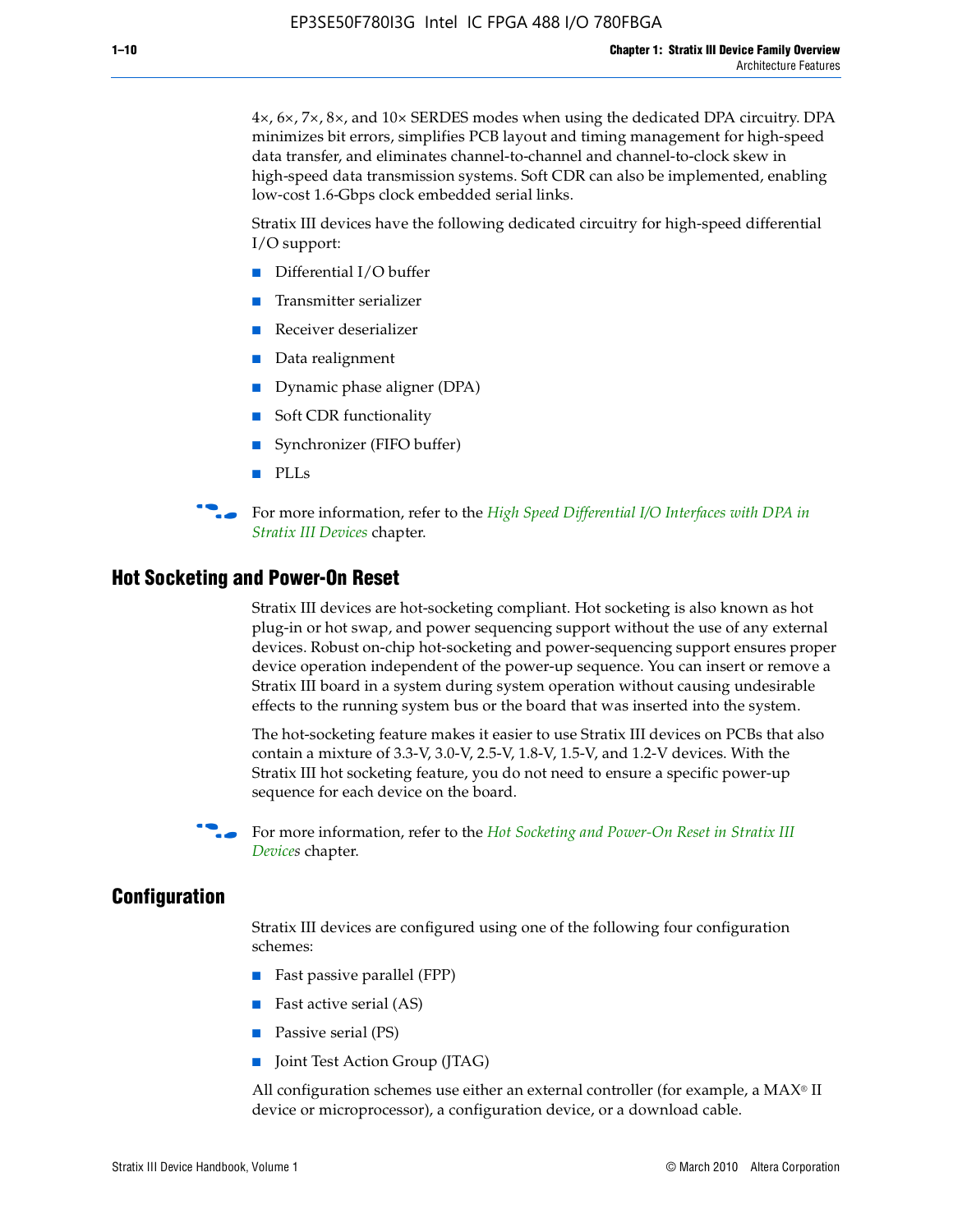4×, 6×, 7×, 8×, and 10× SERDES modes when using the dedicated DPA circuitry. DPA minimizes bit errors, simplifies PCB layout and timing management for high-speed data transfer, and eliminates channel-to-channel and channel-to-clock skew in high-speed data transmission systems. Soft CDR can also be implemented, enabling low-cost 1.6-Gbps clock embedded serial links.

Stratix III devices have the following dedicated circuitry for high-speed differential I/O support:

- Differential I/O buffer
- Transmitter serializer
- Receiver deserializer
- Data realignment
- Dynamic phase aligner (DPA)
- Soft CDR functionality
- Synchronizer (FIFO buffer)
- PLLs

For more information, refer to the *High Speed Differential I/O Interfaces with DPA in Stratix III Devices* chapter.

## Hot Socketing and Power-On Reset

Stratix III devices are hot-socketing compliant. Hot socketing is also known as hot plug-in or hot swap, and power sequencing support without the use of any external devices. Robust on-chip hot-socketing and power-sequencing support ensures proper device operation independent of the power-up sequence. You can insert or remove a Stratix III board in a system during system operation without causing undesirable effects to the running system bus or the board that was inserted into the system.

The hot-socketing feature makes it easier to use Stratix III devices on PCBs that also contain a mixture of 3.3-V, 3.0-V, 2.5-V, 1.8-V, 1.5-V, and 1.2-V devices. With the Stratix III hot socketing feature, you do not need to ensure a specific power-up sequence for each device on the board.

For more information, refer to the *Hot Socketing and Power-On Reset in Stratix III Devices* chapter.

## Configuration

Stratix III devices are configured using one of the following four configuration schemes:

- Fast passive parallel (FPP)
- Fast active serial (AS)
- Passive serial (PS)
- Joint Test Action Group (JTAG)

All configuration schemes use either an external controller (for example, a MAX® II device or microprocessor), a configuration device, or a download cable.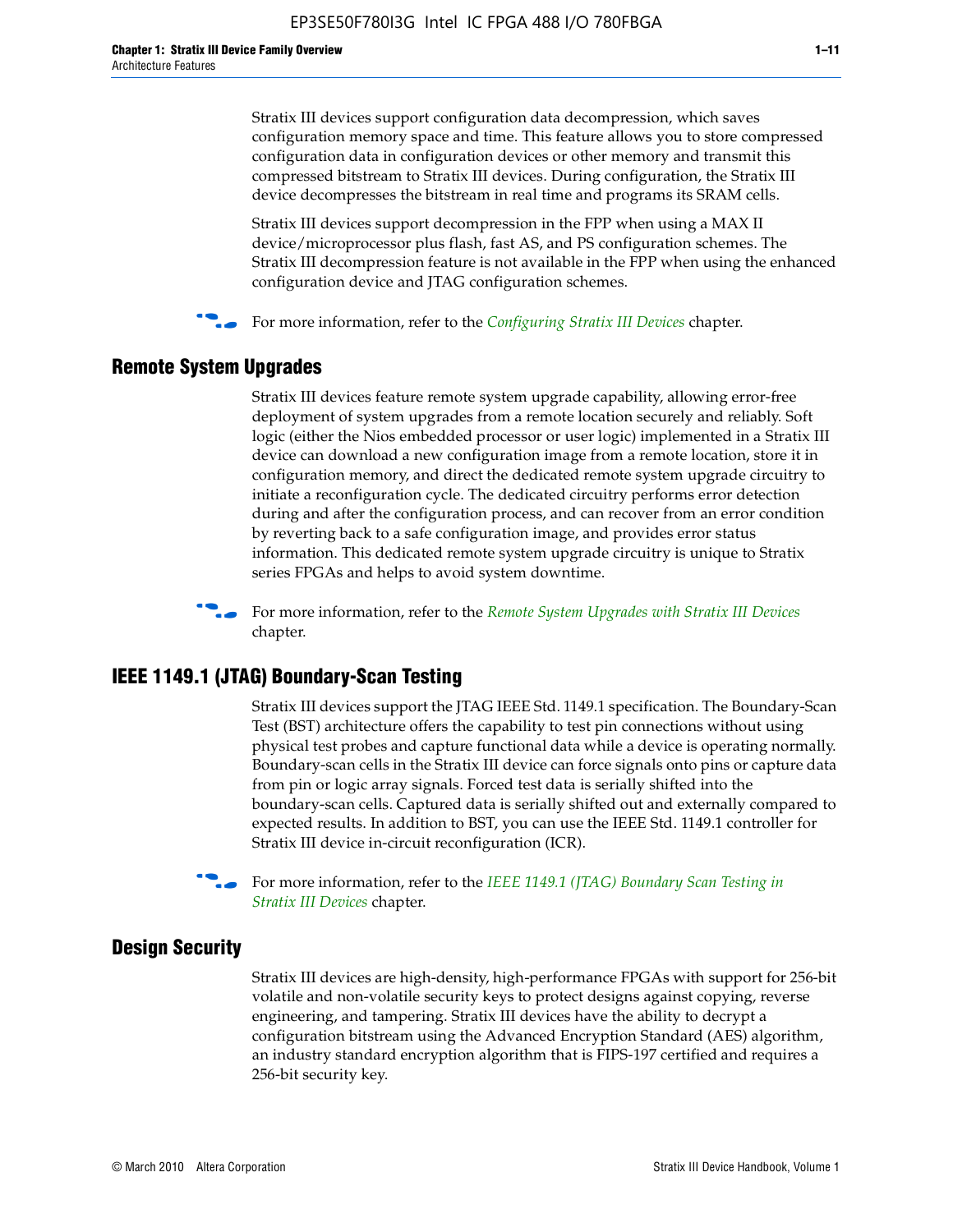Stratix III devices support configuration data decompression, which saves configuration memory space and time. This feature allows you to store compressed configuration data in configuration devices or other memory and transmit this compressed bitstream to Stratix III devices. During configuration, the Stratix III device decompresses the bitstream in real time and programs its SRAM cells.

Stratix III devices support decompression in the FPP when using a MAX II device/microprocessor plus flash, fast AS, and PS configuration schemes. The Stratix III decompression feature is not available in the FPP when using the enhanced configuration device and JTAG configuration schemes.

For more information, refer to the *Configuring Stratix III Devices* chapter.

## Remote System Upgrades

Stratix III devices feature remote system upgrade capability, allowing error-free deployment of system upgrades from a remote location securely and reliably. Soft logic (either the Nios embedded processor or user logic) implemented in a Stratix III device can download a new configuration image from a remote location, store it in configuration memory, and direct the dedicated remote system upgrade circuitry to initiate a reconfiguration cycle. The dedicated circuitry performs error detection during and after the configuration process, and can recover from an error condition by reverting back to a safe configuration image, and provides error status information. This dedicated remote system upgrade circuitry is unique to Stratix series FPGAs and helps to avoid system downtime.

For more information, refer to the *Remote System Upgrades with Stratix III Devices* chapter.

## IEEE 1149.1 (JTAG) Boundary-Scan Testing

Stratix III devices support the JTAG IEEE Std. 1149.1 specification. The Boundary-Scan Test (BST) architecture offers the capability to test pin connections without using physical test probes and capture functional data while a device is operating normally. Boundary-scan cells in the Stratix III device can force signals onto pins or capture data from pin or logic array signals. Forced test data is serially shifted into the boundary-scan cells. Captured data is serially shifted out and externally compared to expected results. In addition to BST, you can use the IEEE Std. 1149.1 controller for Stratix III device in-circuit reconfiguration (ICR).

For more information, refer to the *IEEE 1149.1 (JTAG) Boundary Scan Testing in Stratix III Devices* chapter.

## Design Security

Stratix III devices are high-density, high-performance FPGAs with support for 256-bit volatile and non-volatile security keys to protect designs against copying, reverse engineering, and tampering. Stratix III devices have the ability to decrypt a configuration bitstream using the Advanced Encryption Standard (AES) algorithm, an industry standard encryption algorithm that is FIPS-197 certified and requires a 256-bit security key.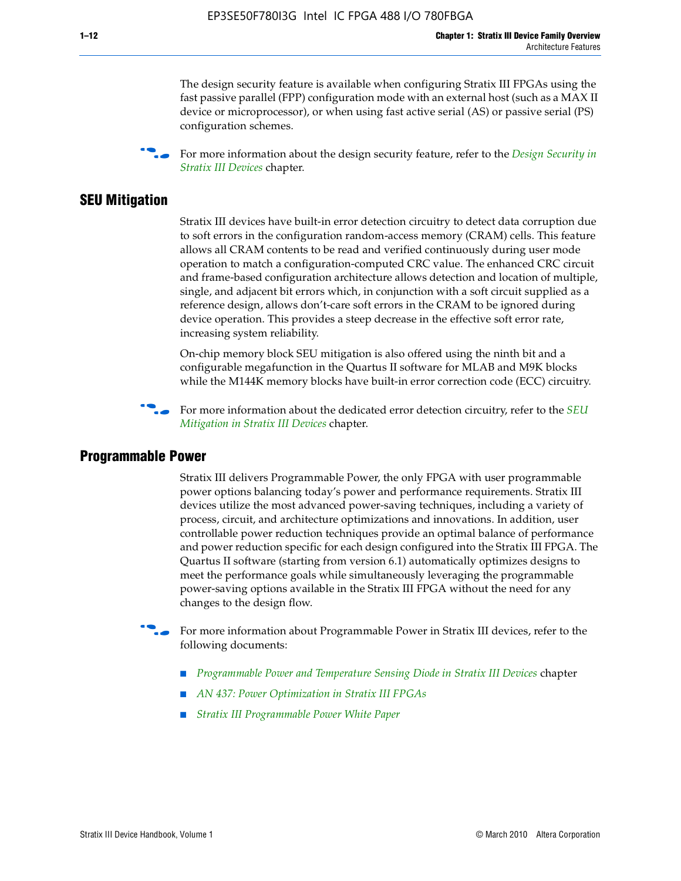The design security feature is available when configuring Stratix III FPGAs using the fast passive parallel (FPP) configuration mode with an external host (such as a MAX II device or microprocessor), or when using fast active serial (AS) or passive serial (PS) configuration schemes.

For more information about the design security feature, refer to the *Design Security in Stratix III Devices* chapter.

## SEU Mitigation

Stratix III devices have built-in error detection circuitry to detect data corruption due to soft errors in the configuration random-access memory (CRAM) cells. This feature allows all CRAM contents to be read and verified continuously during user mode operation to match a configuration-computed CRC value. The enhanced CRC circuit and frame-based configuration architecture allows detection and location of multiple, single, and adjacent bit errors which, in conjunction with a soft circuit supplied as a reference design, allows don't-care soft errors in the CRAM to be ignored during device operation. This provides a steep decrease in the effective soft error rate, increasing system reliability.

On-chip memory block SEU mitigation is also offered using the ninth bit and a configurable megafunction in the Quartus II software for MLAB and M9K blocks while the M144K memory blocks have built-in error correction code (ECC) circuitry.

For more information about the dedicated error detection circuitry, refer to the *SEU Mitigation in Stratix III Devices* chapter.

## Programmable Power

Stratix III delivers Programmable Power, the only FPGA with user programmable power options balancing today's power and performance requirements. Stratix III devices utilize the most advanced power-saving techniques, including a variety of process, circuit, and architecture optimizations and innovations. In addition, user controllable power reduction techniques provide an optimal balance of performance and power reduction specific for each design configured into the Stratix III FPGA. The Quartus II software (starting from version 6.1) automatically optimizes designs to meet the performance goals while simultaneously leveraging the programmable power-saving options available in the Stratix III FPGA without the need for any changes to the design flow.

For more information about Programmable Power in Stratix III devices, refer to the following documents:

- *Programmable Power and Temperature Sensing Diode in Stratix III Devices* chapter
- *AN 437: Power Optimization in Stratix III FPGAs*
- *Stratix III Programmable Power White Paper*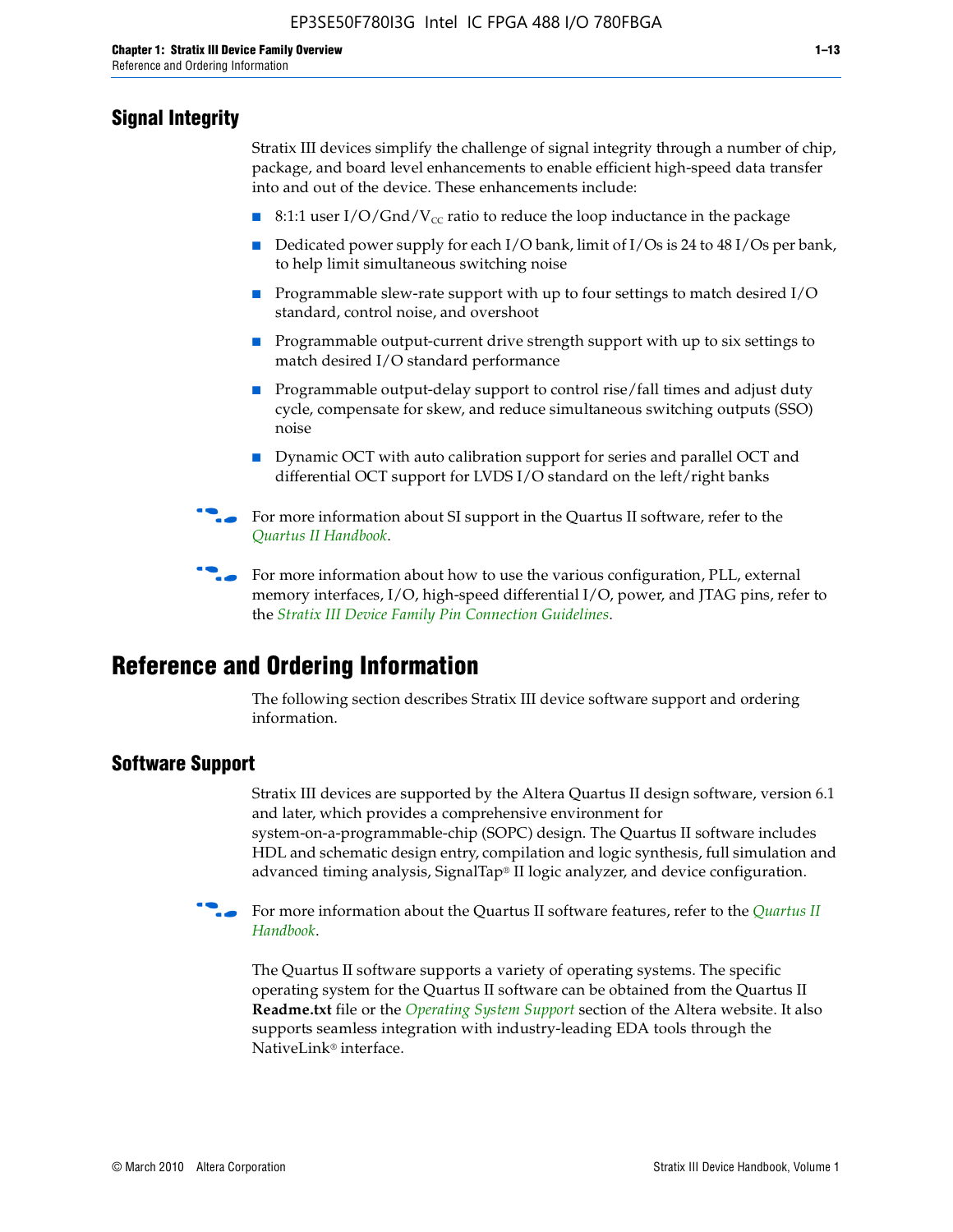## Signal Integrity

Stratix III devices simplify the challenge of signal integrity through a number of chip, package, and board level enhancements to enable efficient high-speed data transfer into and out of the device. These enhancements include:

- 8:1:1 user I/O/Gnd/$V_{CC}$ ratio to reduce the loop inductance in the package
- Dedicated power supply for each I/O bank, limit of I/Os is 24 to 48 I/Os per bank, to help limit simultaneous switching noise
- Programmable slew-rate support with up to four settings to match desired I/O standard, control noise, and overshoot
- Programmable output-current drive strength support with up to six settings to match desired I/O standard performance
- Programmable output-delay support to control rise/fall times and adjust duty cycle, compensate for skew, and reduce simultaneous switching outputs (SSO) noise
- Dynamic OCT with auto calibration support for series and parallel OCT and differential OCT support for LVDS I/O standard on the left/right banks

For more information about SI support in the Quartus II software, refer to the *Quartus II Handbook*.

For more information about how to use the various configuration, PLL, external memory interfaces, I/O, high-speed differential I/O, power, and JTAG pins, refer to the *Stratix III Device Family Pin Connection Guidelines*.

# Reference and Ordering Information

The following section describes Stratix III device software support and ordering information.

## Software Support

Stratix III devices are supported by the Altera Quartus II design software, version 6.1 and later, which provides a comprehensive environment for system-on-a-programmable-chip (SOPC) design. The Quartus II software includes HDL and schematic design entry, compilation and logic synthesis, full simulation and advanced timing analysis, SignalTap® II logic analyzer, and device configuration.

For more information about the Quartus II software features, refer to the *Quartus II Handbook*.

The Quartus II software supports a variety of operating systems. The specific operating system for the Quartus II software can be obtained from the Quartus II **Readme.txt** file or the *Operating System Support* section of the Altera website. It also supports seamless integration with industry-leading EDA tools through the NativeLink® interface.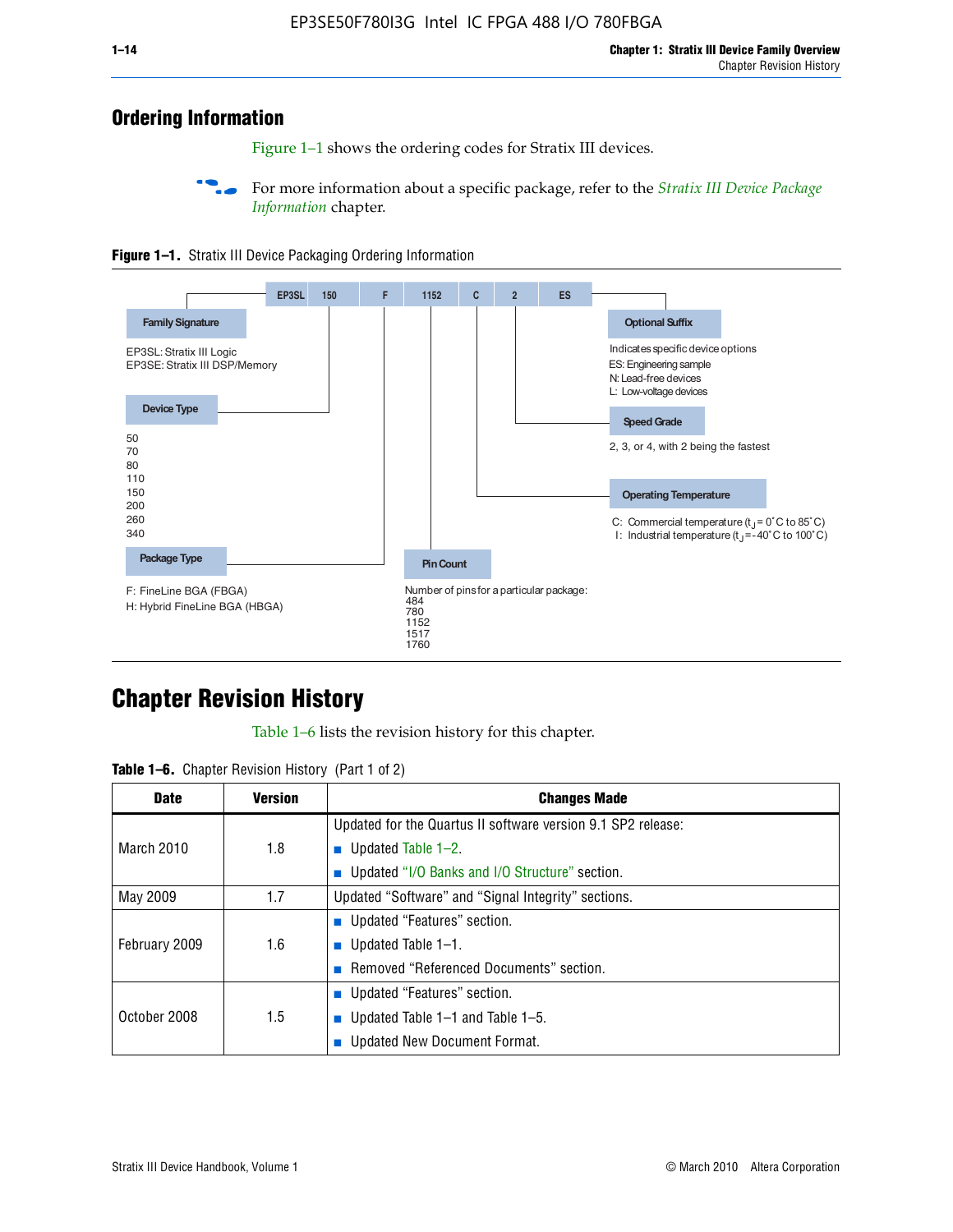## Ordering Information

Figure 1–1 shows the ordering codes for Stratix III devices.

For more information about a specific package, refer to the *Stratix III Device Package Information* chapter.

**Figure 1–1.** Stratix III Device Packaging Ordering Information

| EP3SL | 150 | F | 1152 | C | 2 | ES |
|---|---|---|---|---|---|---|

**Family Signature**

EP3SL: Stratix III Logic
EP3SE: Stratix III DSP/Memory

**Device Type**

50
70
80
110
150
200
260
340

**Package Type**

F: FineLine BGA (FBGA)
H: Hybrid FineLine BGA (HBGA)

**Pin Count**

Number of pins for a particular package:
484
780
1152
1517
1760

**Operating Temperature**

C: Commercial temperature ($t_J$ = 0°C to 85°C)
I: Industrial temperature ($t_J$ = -40°C to 100°C)

**Speed Grade**

2, 3, or 4, with 2 being the fastest

**Optional Suffix**

Indicates specific device options
ES: Engineering sample
N: Lead-free devices
L: Low-voltage devices

## Chapter Revision History

Table 1–6 lists the revision history for this chapter.

**Table 1–6.** Chapter Revision History (Part 1 of 2)

| Date | Version | Changes Made |
|---|---|---|
| March 2010 | 1.8 | Updated for the Quartus II software version 9.1 SP2 release:<br>■ Updated Table 1–2.<br>■ Updated "I/O Banks and I/O Structure" section. |
| May 2009 | 1.7 | Updated "Software" and "Signal Integrity" sections. |
| February 2009 | 1.6 | ■ Updated "Features" section.<br>■ Updated Table 1–1.<br>■ Removed "Referenced Documents" section. |
| October 2008 | 1.5 | ■ Updated "Features" section.<br>■ Updated Table 1–1 and Table 1–5.<br>■ Updated New Document Format. |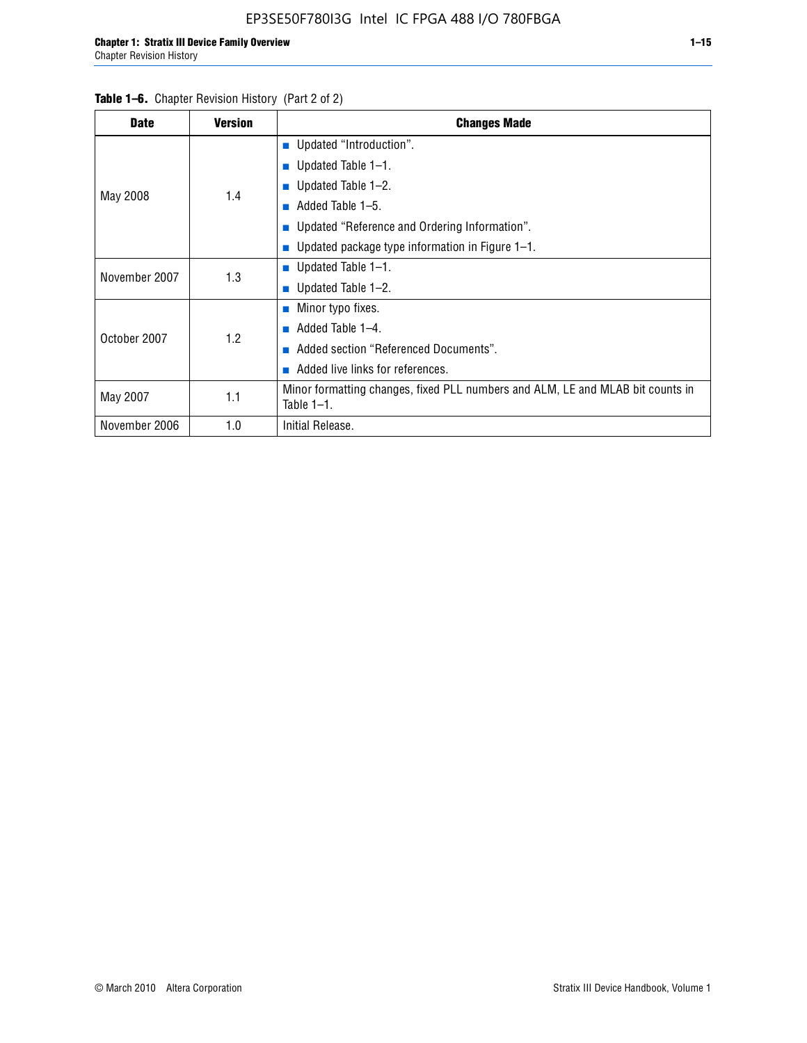**Table 1–6.** Chapter Revision History (Part 2 of 2)

| Date | Version | Changes Made |
|---|---|---|
| May 2008 | 1.4 | ■ Updated "Introduction".<br>■ Updated Table 1–1.<br>■ Updated Table 1–2.<br>■ Added Table 1–5.<br>■ Updated "Reference and Ordering Information".<br>■ Updated package type information in Figure 1–1. |
| November 2007 | 1.3 | ■ Updated Table 1–1.<br>■ Updated Table 1–2. |
| October 2007 | 1.2 | ■ Minor typo fixes.<br>■ Added Table 1–4.<br>■ Added section "Referenced Documents".<br>■ Added live links for references. |
| May 2007 | 1.1 | Minor formatting changes, fixed PLL numbers and ALM, LE and MLAB bit counts in Table 1–1. |
| November 2006 | 1.0 | Initial Release. |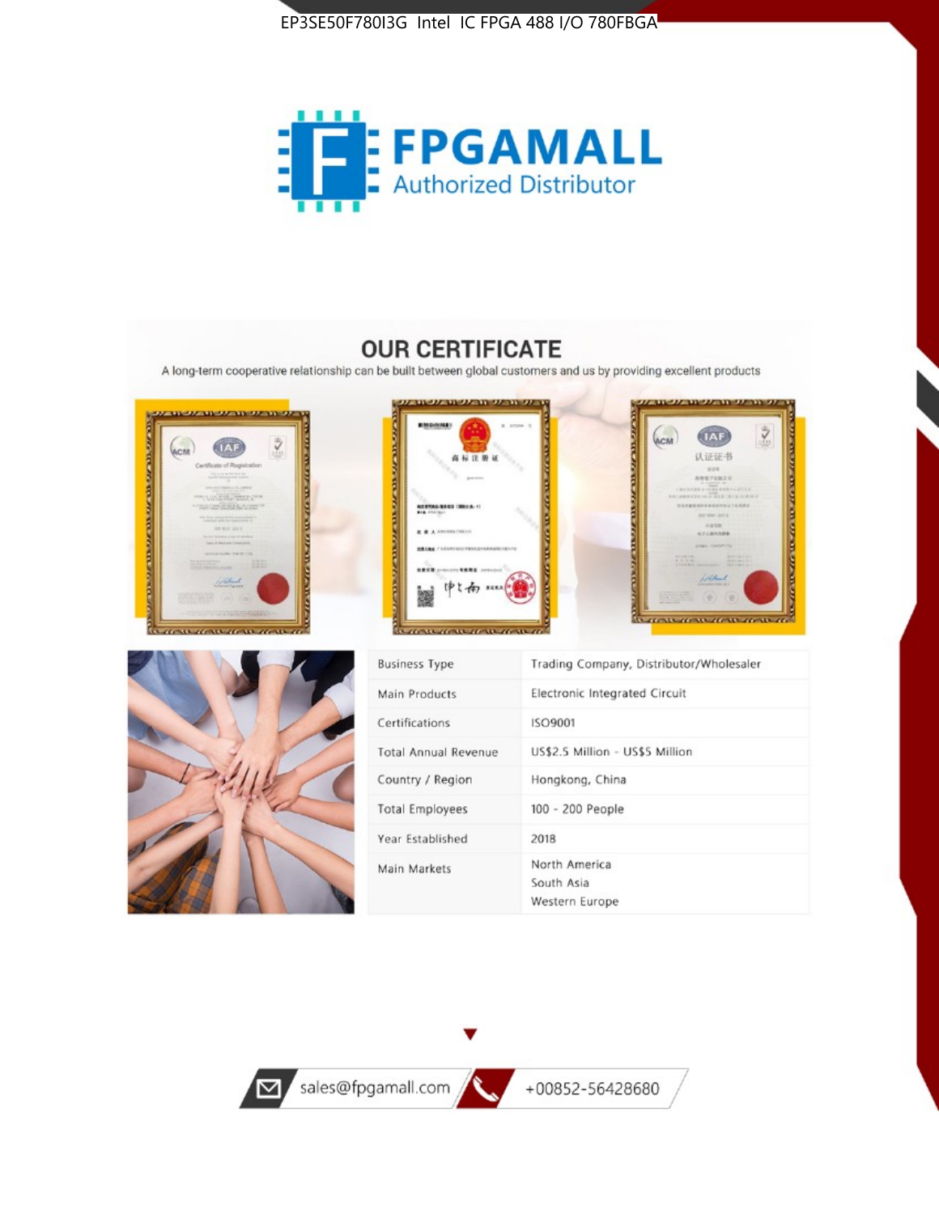FPGAMALL
Authorized Distributor

## OUR CERTIFICATE

A long-term cooperative relationship can be built between global customers and us by providing excellent products

| | |
|---|---|
| Business Type | Trading Company, Distributor/Wholesaler |
| Main Products | Electronic Integrated Circuit |
| Certifications | ISO9001 |
| Total Annual Revenue | US$2.5 Million - US$5 Million |
| Country / Region | Hongkong, China |
| Total Employees | 100 - 200 People |
| Year Established | 2018 |
| Main Markets | North America<br>South Asia<br>Western Europe |

sales@fpgamall.com

+00852-56428680